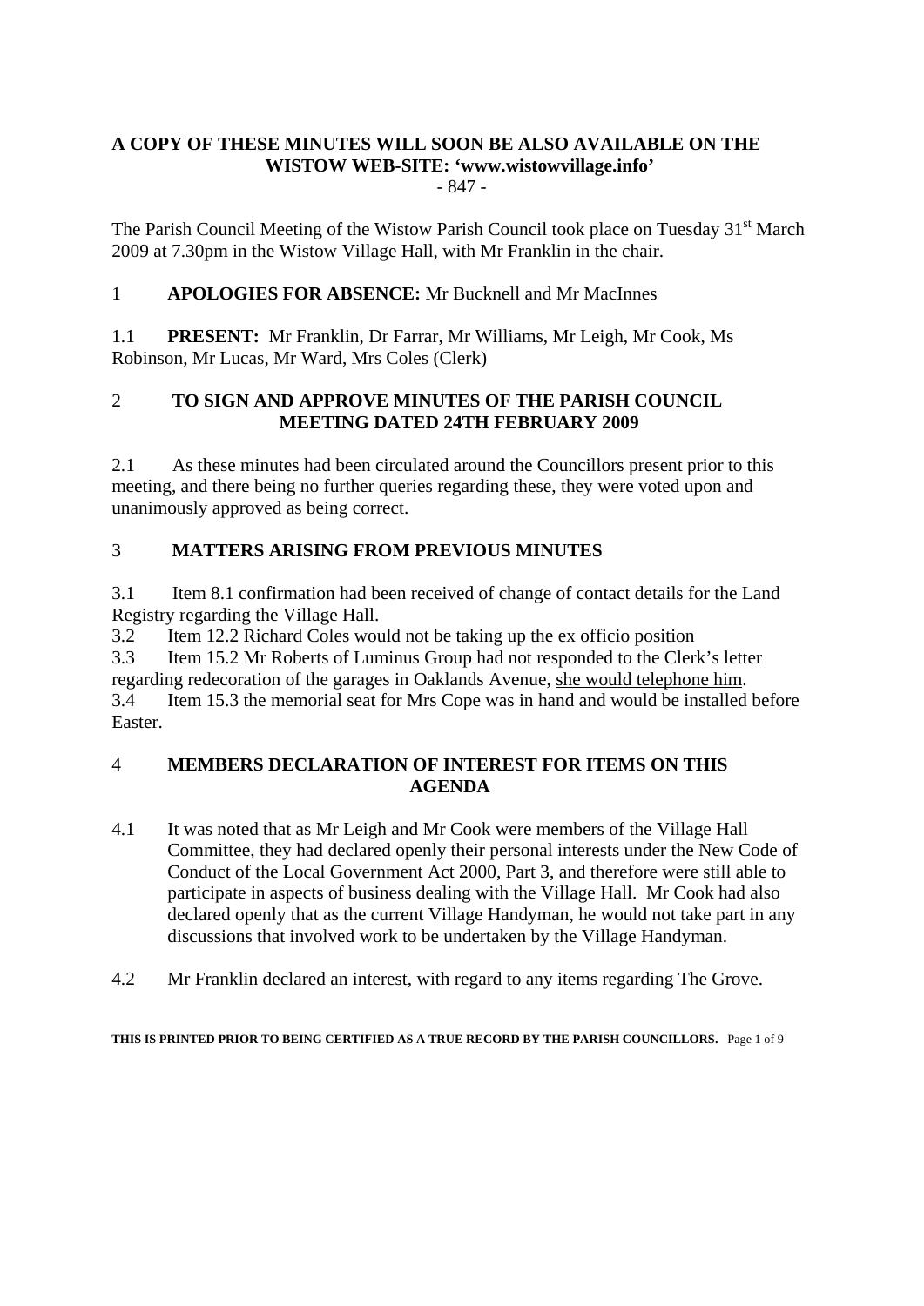**A COPY OF THESE MINUTES WILL SOON BE ALSO AVAILABLE ON THE WISTOW WEB-SITE: 'www.wistowvillage.info'**

- 847 -

The Parish Council Meeting of the Wistow Parish Council took place on Tuesday 31st March 2009 at 7.30pm in the Wistow Village Hall, with Mr Franklin in the chair.

1 **APOLOGIES FOR ABSENCE:** Mr Bucknell and Mr MacInnes

1.1 **PRESENT:** Mr Franklin, Dr Farrar, Mr Williams, Mr Leigh, Mr Cook, Ms Robinson, Mr Lucas, Mr Ward, Mrs Coles (Clerk)

## 2 TO SIGN AND APPROVE MINUTES OF THE PARISH COUNCIL MEETING DATED 24TH FEBRUARY 2009

2.1 As these minutes had been circulated around the Councillors present prior to this meeting, and there being no further queries regarding these, they were voted upon and unanimously approved as being correct.

## 3 MATTERS ARISING FROM PREVIOUS MINUTES

3.1 Item 8.1 confirmation had been received of change of contact details for the Land Registry regarding the Village Hall.

3.2 Item 12.2 Richard Coles would not be taking up the ex officio position

3.3 Item 15.2 Mr Roberts of Luminus Group had not responded to the Clerk's letter regarding redecoration of the garages in Oaklands Avenue, she would telephone him.

3.4 Item 15.3 the memorial seat for Mrs Cope was in hand and would be installed before Easter.

## 4 MEMBERS DECLARATION OF INTEREST FOR ITEMS ON THIS AGENDA

4.1 It was noted that as Mr Leigh and Mr Cook were members of the Village Hall Committee, they had declared openly their personal interests under the New Code of Conduct of the Local Government Act 2000, Part 3, and therefore were still able to participate in aspects of business dealing with the Village Hall. Mr Cook had also declared openly that as the current Village Handyman, he would not take part in any discussions that involved work to be undertaken by the Village Handyman.

4.2 Mr Franklin declared an interest, with regard to any items regarding The Grove.

**THIS IS PRINTED PRIOR TO BEING CERTIFIED AS A TRUE RECORD BY THE PARISH COUNCILLORS.**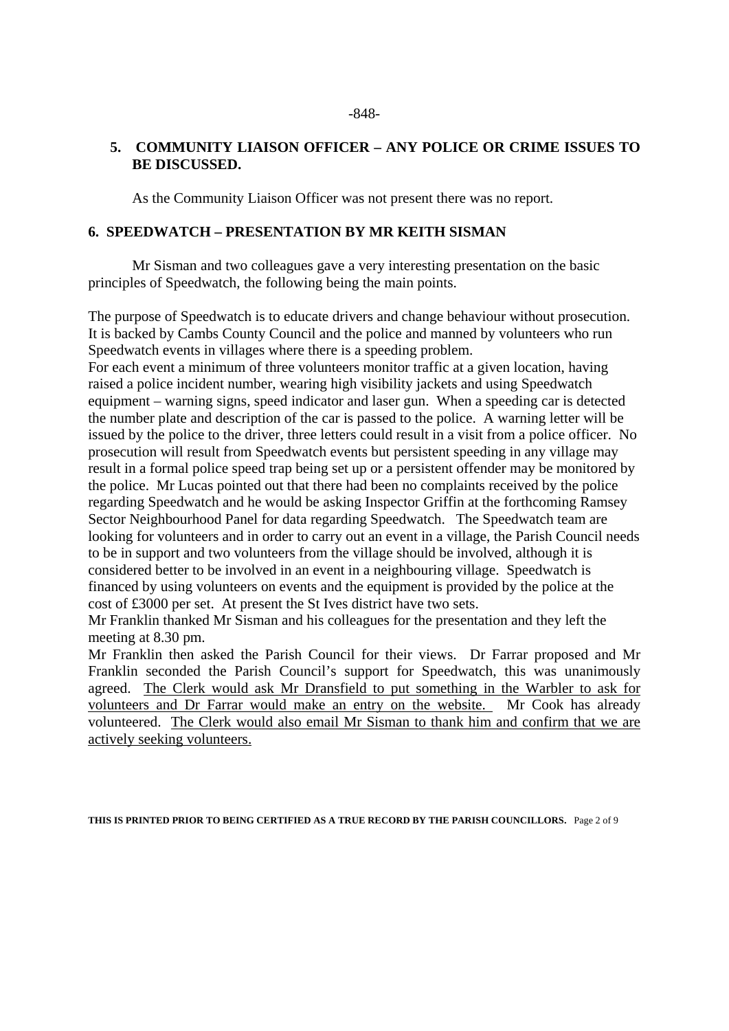## 5. COMMUNITY LIAISON OFFICER – ANY POLICE OR CRIME ISSUES TO BE DISCUSSED.

As the Community Liaison Officer was not present there was no report.

## 6. SPEEDWATCH – PRESENTATION BY MR KEITH SISMAN

Mr Sisman and two colleagues gave a very interesting presentation on the basic principles of Speedwatch, the following being the main points.

The purpose of Speedwatch is to educate drivers and change behaviour without prosecution. It is backed by Cambs County Council and the police and manned by volunteers who run Speedwatch events in villages where there is a speeding problem.
For each event a minimum of three volunteers monitor traffic at a given location, having raised a police incident number, wearing high visibility jackets and using Speedwatch equipment – warning signs, speed indicator and laser gun. When a speeding car is detected the number plate and description of the car is passed to the police. A warning letter will be issued by the police to the driver, three letters could result in a visit from a police officer. No prosecution will result from Speedwatch events but persistent speeding in any village may result in a formal police speed trap being set up or a persistent offender may be monitored by the police. Mr Lucas pointed out that there had been no complaints received by the police regarding Speedwatch and he would be asking Inspector Griffin at the forthcoming Ramsey Sector Neighbourhood Panel for data regarding Speedwatch. The Speedwatch team are looking for volunteers and in order to carry out an event in a village, the Parish Council needs to be in support and two volunteers from the village should be involved, although it is considered better to be involved in an event in a neighbouring village. Speedwatch is financed by using volunteers on events and the equipment is provided by the police at the cost of £3000 per set. At present the St Ives district have two sets.
Mr Franklin thanked Mr Sisman and his colleagues for the presentation and they left the meeting at 8.30 pm.
Mr Franklin then asked the Parish Council for their views. Dr Farrar proposed and Mr Franklin seconded the Parish Council's support for Speedwatch, this was unanimously agreed. <u>The Clerk would ask Mr Dransfield to put something in the Warbler to ask for volunteers and Dr Farrar would make an entry on the website.</u> Mr Cook has already volunteered. <u>The Clerk would also email Mr Sisman to thank him and confirm that we are actively seeking volunteers.</u>

**THIS IS PRINTED PRIOR TO BEING CERTIFIED AS A TRUE RECORD BY THE PARISH COUNCILLORS.**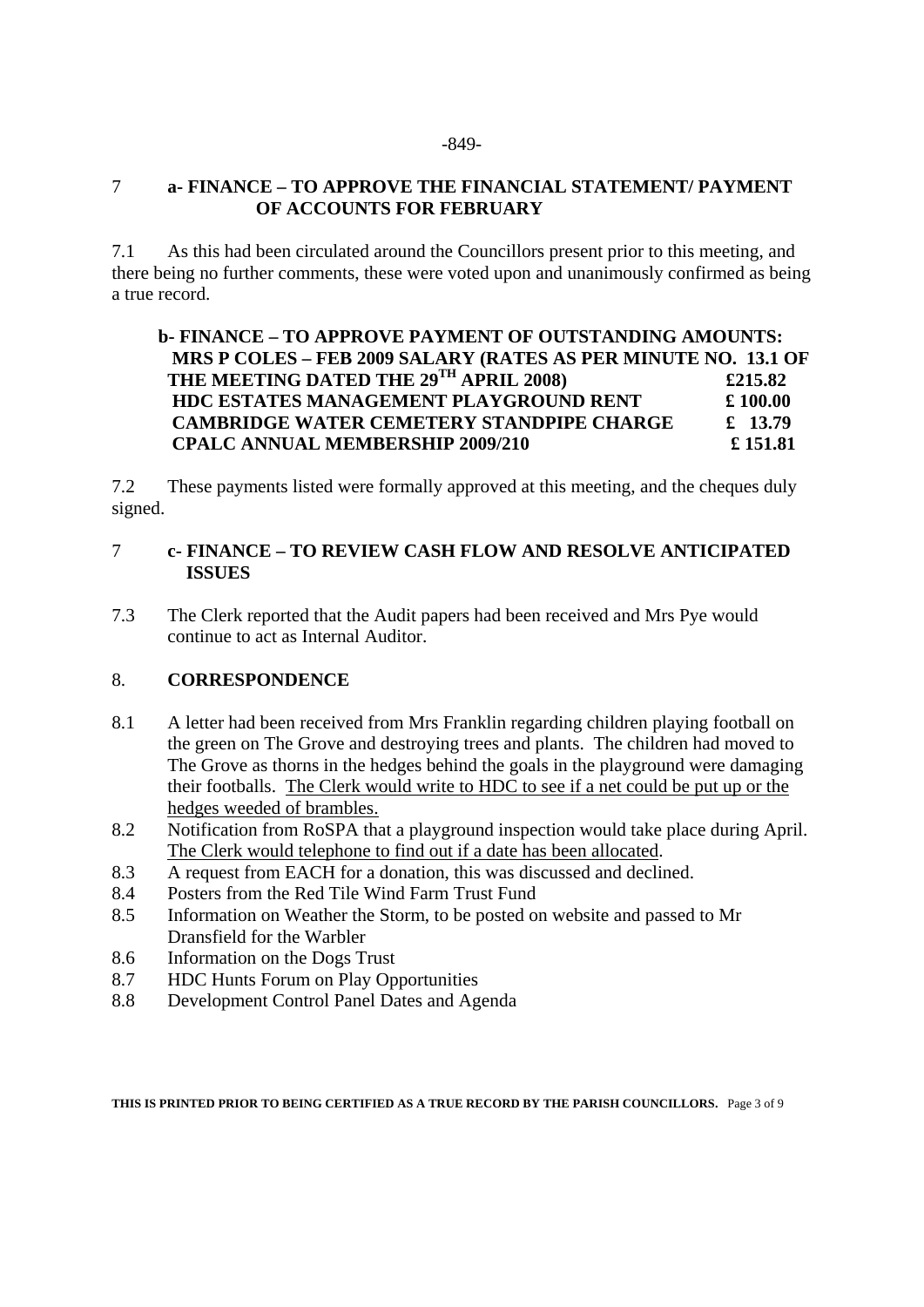-849-

## 7 a- FINANCE – TO APPROVE THE FINANCIAL STATEMENT/ PAYMENT OF ACCOUNTS FOR FEBRUARY

7.1 As this had been circulated around the Councillors present prior to this meeting, and there being no further comments, these were voted upon and unanimously confirmed as being a true record.

**b- FINANCE – TO APPROVE PAYMENT OF OUTSTANDING AMOUNTS:**

| | |
|---|---|
| **MRS P COLES – FEB 2009 SALARY (RATES AS PER MINUTE NO. 13.1 OF THE MEETING DATED THE 29TH APRIL 2008)** | **£215.82** |
| **HDC ESTATES MANAGEMENT PLAYGROUND RENT** | **£ 100.00** |
| **CAMBRIDGE WATER CEMETERY STANDPIPE CHARGE** | **£ 13.79** |
| **CPALC ANNUAL MEMBERSHIP 2009/210** | **£ 151.81** |

7.2 These payments listed were formally approved at this meeting, and the cheques duly signed.

## 7 c- FINANCE – TO REVIEW CASH FLOW AND RESOLVE ANTICIPATED ISSUES

7.3 The Clerk reported that the Audit papers had been received and Mrs Pye would continue to act as Internal Auditor.

## 8. CORRESPONDENCE

8.1 A letter had been received from Mrs Franklin regarding children playing football on the green on The Grove and destroying trees and plants. The children had moved to The Grove as thorns in the hedges behind the goals in the playground were damaging their footballs. <u>The Clerk would write to HDC to see if a net could be put up or the hedges weeded of brambles.</u>

8.2 Notification from RoSPA that a playground inspection would take place during April. <u>The Clerk would telephone to find out if a date has been allocated</u>.

8.3 A request from EACH for a donation, this was discussed and declined.

8.4 Posters from the Red Tile Wind Farm Trust Fund

8.5 Information on Weather the Storm, to be posted on website and passed to Mr Dransfield for the Warbler

8.6 Information on the Dogs Trust

8.7 HDC Hunts Forum on Play Opportunities

8.8 Development Control Panel Dates and Agenda

**THIS IS PRINTED PRIOR TO BEING CERTIFIED AS A TRUE RECORD BY THE PARISH COUNCILLORS.**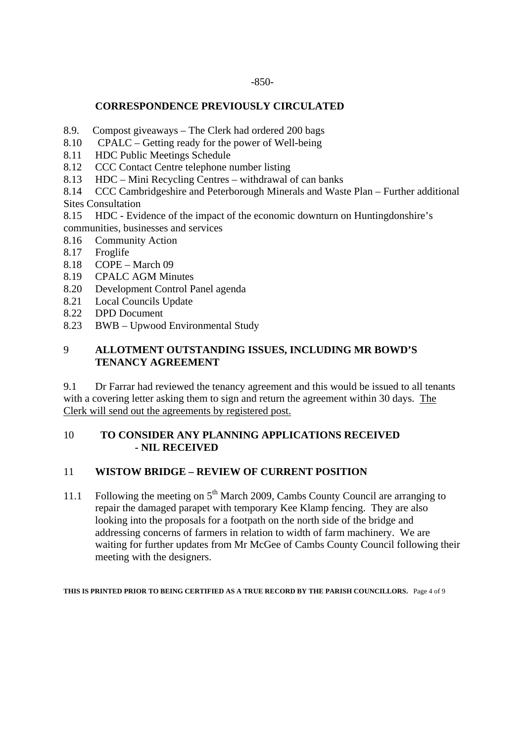## CORRESPONDENCE PREVIOUSLY CIRCULATED

8.9. Compost giveaways – The Clerk had ordered 200 bags
8.10 CPALC – Getting ready for the power of Well-being
8.11 HDC Public Meetings Schedule
8.12 CCC Contact Centre telephone number listing
8.13 HDC – Mini Recycling Centres – withdrawal of can banks
8.14 CCC Cambridgeshire and Peterborough Minerals and Waste Plan – Further additional Sites Consultation
8.15 HDC - Evidence of the impact of the economic downturn on Huntingdonshire's communities, businesses and services
8.16 Community Action
8.17 Froglife
8.18 COPE – March 09
8.19 CPALC AGM Minutes
8.20 Development Control Panel agenda
8.21 Local Councils Update
8.22 DPD Document
8.23 BWB – Upwood Environmental Study

## 9 ALLOTMENT OUTSTANDING ISSUES, INCLUDING MR BOWD'S TENANCY AGREEMENT

9.1 Dr Farrar had reviewed the tenancy agreement and this would be issued to all tenants with a covering letter asking them to sign and return the agreement within 30 days. <u>The Clerk will send out the agreements by registered post.</u>

## 10 TO CONSIDER ANY PLANNING APPLICATIONS RECEIVED - NIL RECEIVED

## 11 WISTOW BRIDGE – REVIEW OF CURRENT POSITION

11.1 Following the meeting on 5th March 2009, Cambs County Council are arranging to repair the damaged parapet with temporary Kee Klamp fencing. They are also looking into the proposals for a footpath on the north side of the bridge and addressing concerns of farmers in relation to width of farm machinery. We are waiting for further updates from Mr McGee of Cambs County Council following their meeting with the designers.

**THIS IS PRINTED PRIOR TO BEING CERTIFIED AS A TRUE RECORD BY THE PARISH COUNCILLORS.**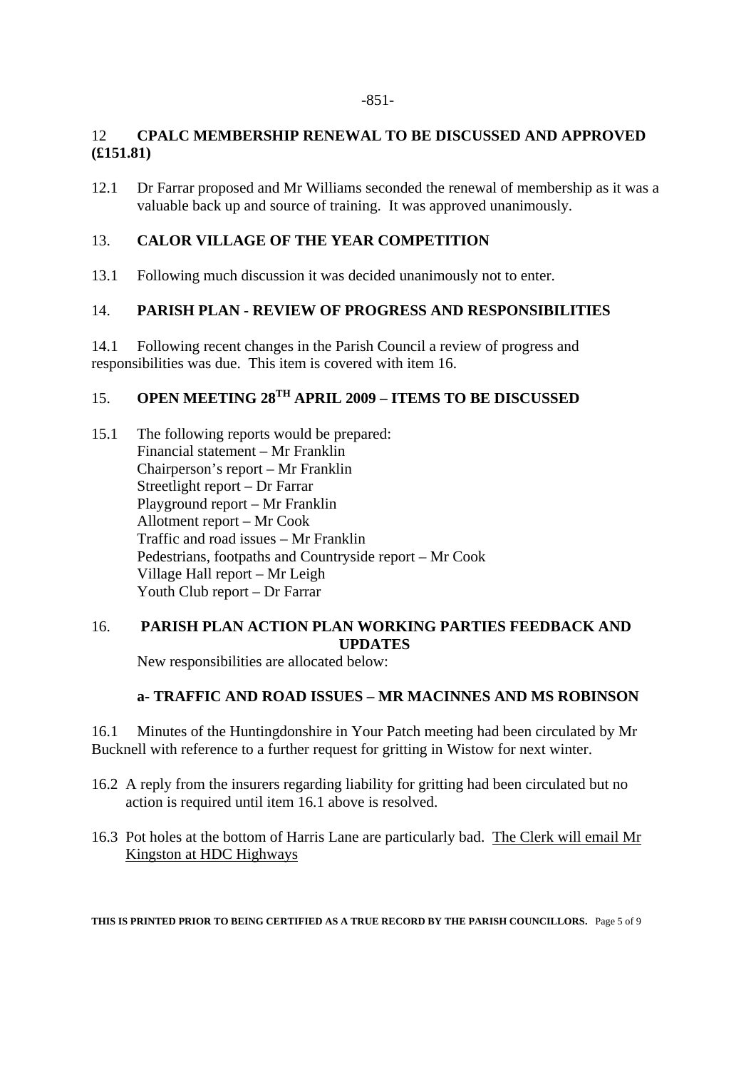-851-

## 12 CPALC MEMBERSHIP RENEWAL TO BE DISCUSSED AND APPROVED (£151.81)

12.1 Dr Farrar proposed and Mr Williams seconded the renewal of membership as it was a valuable back up and source of training. It was approved unanimously.

## 13. CALOR VILLAGE OF THE YEAR COMPETITION

13.1 Following much discussion it was decided unanimously not to enter.

## 14. PARISH PLAN - REVIEW OF PROGRESS AND RESPONSIBILITIES

14.1 Following recent changes in the Parish Council a review of progress and responsibilities was due. This item is covered with item 16.

## 15. OPEN MEETING 28TH APRIL 2009 – ITEMS TO BE DISCUSSED

15.1 The following reports would be prepared:
Financial statement – Mr Franklin
Chairperson's report – Mr Franklin
Streetlight report – Dr Farrar
Playground report – Mr Franklin
Allotment report – Mr Cook
Traffic and road issues – Mr Franklin
Pedestrians, footpaths and Countryside report – Mr Cook
Village Hall report – Mr Leigh
Youth Club report – Dr Farrar

## 16. PARISH PLAN ACTION PLAN WORKING PARTIES FEEDBACK AND UPDATES

New responsibilities are allocated below:

### a- TRAFFIC AND ROAD ISSUES – MR MACINNES AND MS ROBINSON

16.1 Minutes of the Huntingdonshire in Your Patch meeting had been circulated by Mr Bucknell with reference to a further request for gritting in Wistow for next winter.

16.2 A reply from the insurers regarding liability for gritting had been circulated but no action is required until item 16.1 above is resolved.

16.3 Pot holes at the bottom of Harris Lane are particularly bad. The Clerk will email Mr Kingston at HDC Highways

THIS IS PRINTED PRIOR TO BEING CERTIFIED AS A TRUE RECORD BY THE PARISH COUNCILLORS.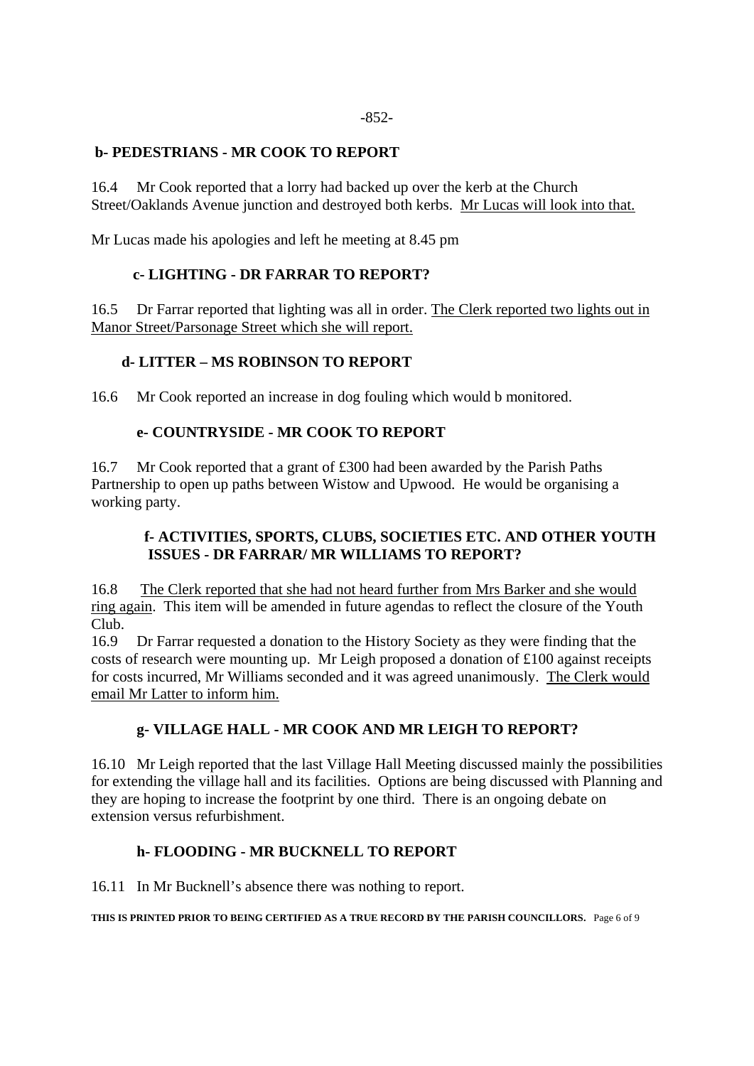**b- PEDESTRIANS - MR COOK TO REPORT**

16.4 Mr Cook reported that a lorry had backed up over the kerb at the Church Street/Oaklands Avenue junction and destroyed both kerbs. Mr Lucas will look into that.

Mr Lucas made his apologies and left he meeting at 8.45 pm

**c- LIGHTING - DR FARRAR TO REPORT?**

16.5 Dr Farrar reported that lighting was all in order. The Clerk reported two lights out in Manor Street/Parsonage Street which she will report.

**d- LITTER – MS ROBINSON TO REPORT**

16.6 Mr Cook reported an increase in dog fouling which would b monitored.

**e- COUNTRYSIDE - MR COOK TO REPORT**

16.7 Mr Cook reported that a grant of £300 had been awarded by the Parish Paths Partnership to open up paths between Wistow and Upwood. He would be organising a working party.

**f- ACTIVITIES, SPORTS, CLUBS, SOCIETIES ETC. AND OTHER YOUTH ISSUES - DR FARRAR/ MR WILLIAMS TO REPORT?**

16.8 The Clerk reported that she had not heard further from Mrs Barker and she would ring again. This item will be amended in future agendas to reflect the closure of the Youth Club.

16.9 Dr Farrar requested a donation to the History Society as they were finding that the costs of research were mounting up. Mr Leigh proposed a donation of £100 against receipts for costs incurred, Mr Williams seconded and it was agreed unanimously. The Clerk would email Mr Latter to inform him.

**g- VILLAGE HALL - MR COOK AND MR LEIGH TO REPORT?**

16.10 Mr Leigh reported that the last Village Hall Meeting discussed mainly the possibilities for extending the village hall and its facilities. Options are being discussed with Planning and they are hoping to increase the footprint by one third. There is an ongoing debate on extension versus refurbishment.

**h- FLOODING - MR BUCKNELL TO REPORT**

16.11 In Mr Bucknell's absence there was nothing to report.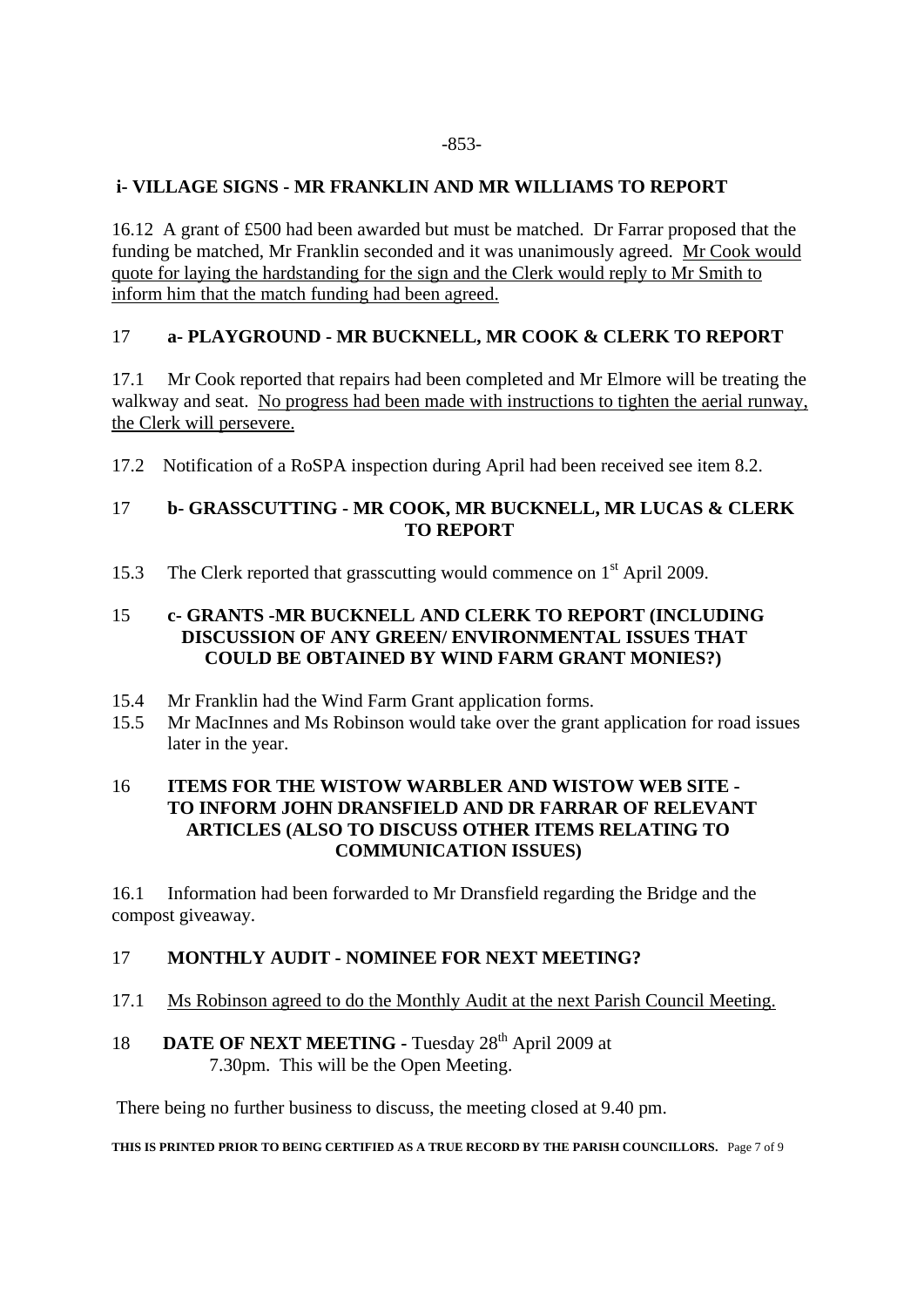-853-

### i- VILLAGE SIGNS - MR FRANKLIN AND MR WILLIAMS TO REPORT

16.12 A grant of £500 had been awarded but must be matched. Dr Farrar proposed that the funding be matched, Mr Franklin seconded and it was unanimously agreed. <u>Mr Cook would quote for laying the hardstanding for the sign and the Clerk would reply to Mr Smith to inform him that the match funding had been agreed.</u>

### 17 a- PLAYGROUND - MR BUCKNELL, MR COOK & CLERK TO REPORT

17.1 Mr Cook reported that repairs had been completed and Mr Elmore will be treating the walkway and seat. <u>No progress had been made with instructions to tighten the aerial runway, the Clerk will persevere.</u>

17.2 Notification of a RoSPA inspection during April had been received see item 8.2.

### 17 b- GRASSCUTTING - MR COOK, MR BUCKNELL, MR LUCAS & CLERK TO REPORT

15.3 The Clerk reported that grasscutting would commence on 1st April 2009.

### 15 c- GRANTS -MR BUCKNELL AND CLERK TO REPORT (INCLUDING DISCUSSION OF ANY GREEN/ ENVIRONMENTAL ISSUES THAT COULD BE OBTAINED BY WIND FARM GRANT MONIES?)

15.4 Mr Franklin had the Wind Farm Grant application forms.

15.5 Mr MacInnes and Ms Robinson would take over the grant application for road issues later in the year.

### 16 ITEMS FOR THE WISTOW WARBLER AND WISTOW WEB SITE - TO INFORM JOHN DRANSFIELD AND DR FARRAR OF RELEVANT ARTICLES (ALSO TO DISCUSS OTHER ITEMS RELATING TO COMMUNICATION ISSUES)

16.1 Information had been forwarded to Mr Dransfield regarding the Bridge and the compost giveaway.

### 17 MONTHLY AUDIT - NOMINEE FOR NEXT MEETING?

17.1 <u>Ms Robinson agreed to do the Monthly Audit at the next Parish Council Meeting.</u>

18 **DATE OF NEXT MEETING -** Tuesday 28th April 2009 at 7.30pm. This will be the Open Meeting.

There being no further business to discuss, the meeting closed at 9.40 pm.

**THIS IS PRINTED PRIOR TO BEING CERTIFIED AS A TRUE RECORD BY THE PARISH COUNCILLORS.**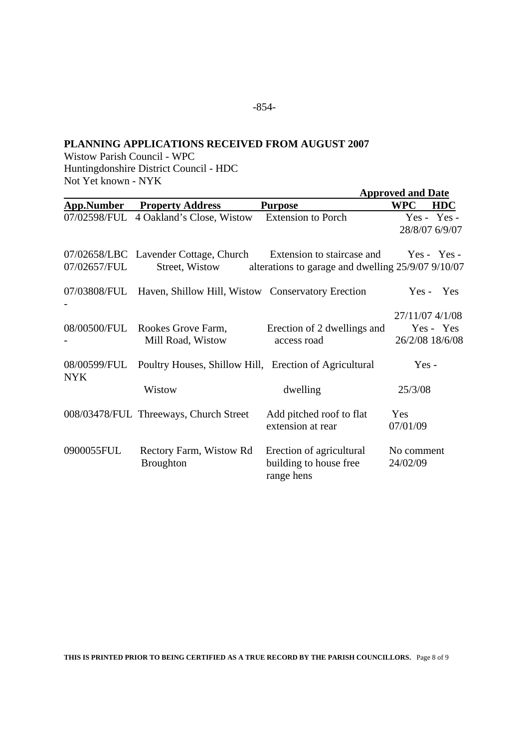-854-

**PLANNING APPLICATIONS RECEIVED FROM AUGUST 2007**

Wistow Parish Council - WPC
Huntingdonshire District Council - HDC
Not Yet known - NYK

| App.Number | Property Address | Purpose | Approved and Date WPC | HDC |
|---|---|---|---|---|
| 07/02598/FUL | 4 Oakland's Close, Wistow | Extension to Porch | Yes - 28/8/07 | Yes - 6/9/07 |
| 07/02658/LBC 07/02657/FUL | Lavender Cottage, Church Street, Wistow | Extension to staircase and alterations to garage and dwelling | Yes - 25/9/07 | Yes - 9/10/07 |
| 07/03808/FUL | Haven, Shillow Hill, Wistow | Conservatory Erection | Yes - 27/11/07 | Yes - 4/1/08 |
| 08/00500/FUL | Rookes Grove Farm, Mill Road, Wistow | Erection of 2 dwellings and access road | Yes - 26/2/08 | Yes - 18/6/08 |
| 08/00599/FUL | Poultry Houses, Shillow Hill, Wistow | Erection of Agricultural dwelling | Yes - 25/3/08 | NYK |
| 008/03478/FUL | Threeways, Church Street | Add pitched roof to flat extension at rear | Yes 07/01/09 | |
| 0900055FUL | Rectory Farm, Wistow Rd Broughton | Erection of agricultural building to house free range hens | No comment 24/02/09 | |

**THIS IS PRINTED PRIOR TO BEING CERTIFIED AS A TRUE RECORD BY THE PARISH COUNCILLORS.**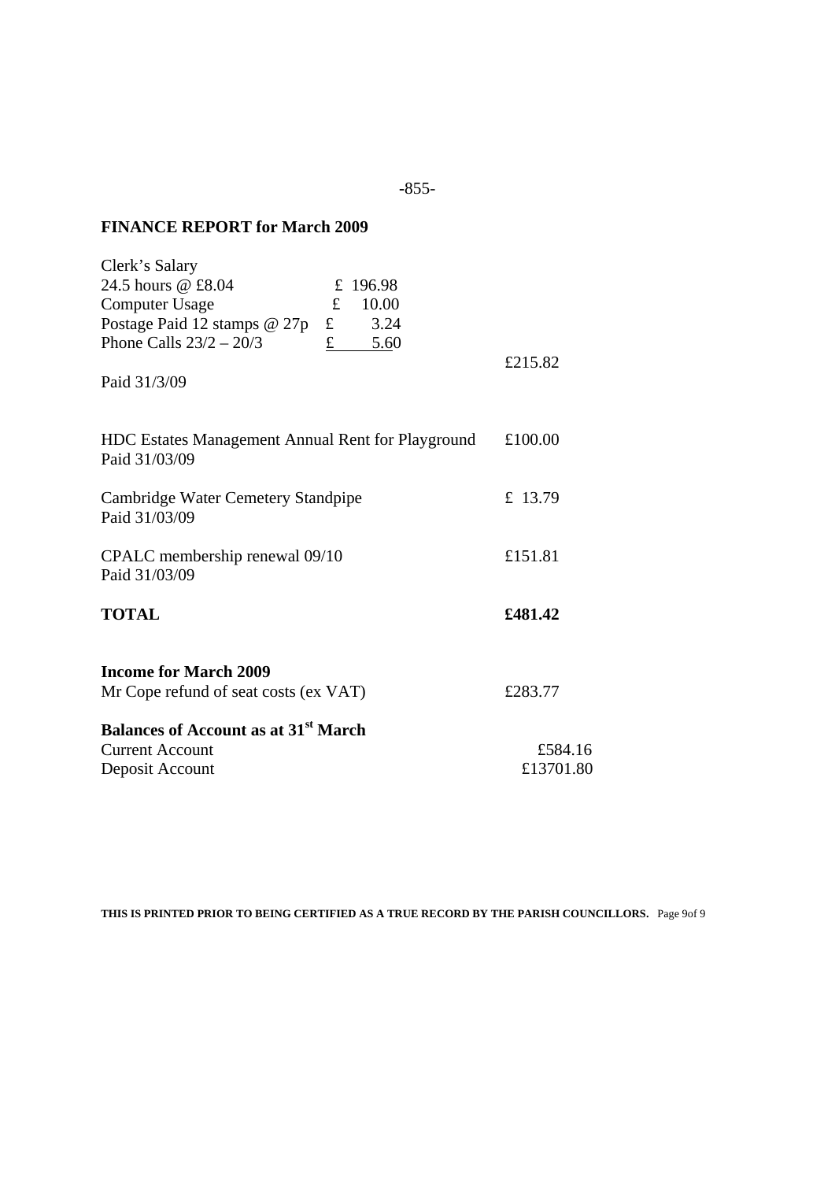## FINANCE REPORT for March 2009

| | | |
|---|---|---|
| Clerk's Salary | | |
| 24.5 hours @ £8.04 | £ 196.98 | |
| Computer Usage | £ 10.00 | |
| Postage Paid 12 stamps @ 27p | £ 3.24 | |
| Phone Calls 23/2 – 20/3 | £ 5.60 | |
| | | £215.82 |
| Paid 31/3/09 | | |
| HDC Estates Management Annual Rent for Playground<br>Paid 31/03/09 | | £100.00 |
| Cambridge Water Cemetery Standpipe<br>Paid 31/03/09 | | £ 13.79 |
| CPALC membership renewal 09/10<br>Paid 31/03/09 | | £151.81 |
| **TOTAL** | | **£481.42** |

**Income for March 2009**

Mr Cope refund of seat costs (ex VAT) £283.77

**Balances of Account as at 31st March**

| | |
|---|---|
| Current Account | £584.16 |
| Deposit Account | £13701.80 |

**THIS IS PRINTED PRIOR TO BEING CERTIFIED AS A TRUE RECORD BY THE PARISH COUNCILLORS.**